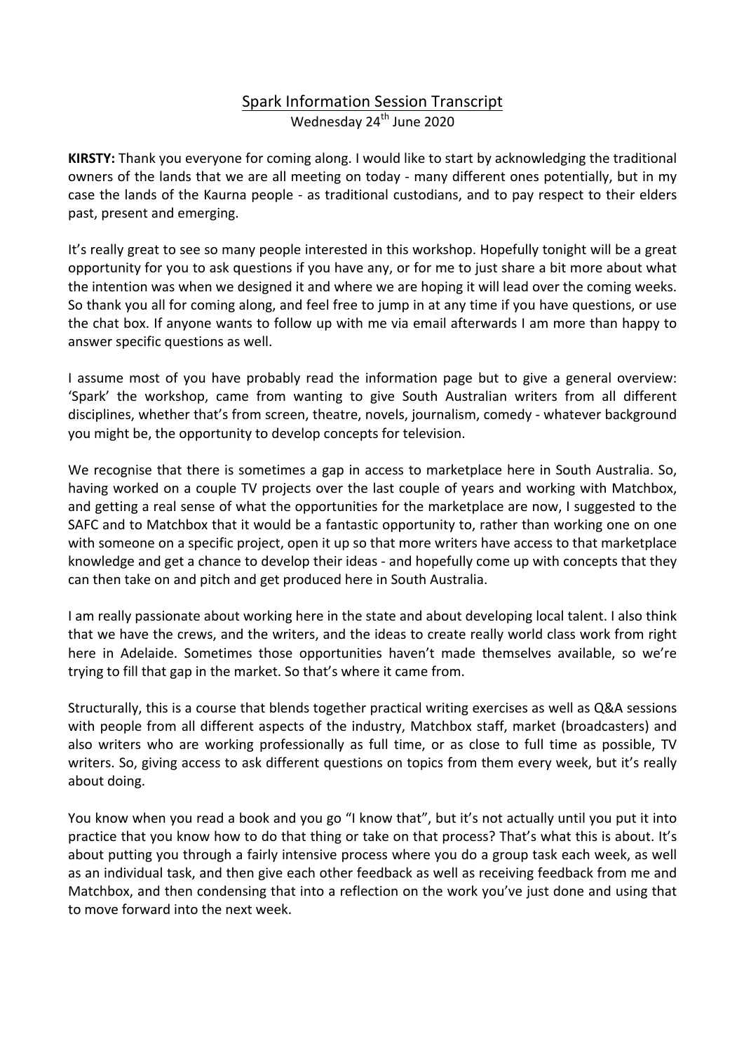# Spark Information Session Transcript

Wednesday 24th June 2020

**KIRSTY:** Thank you everyone for coming along. I would like to start by acknowledging the traditional owners of the lands that we are all meeting on today - many different ones potentially, but in my case the lands of the Kaurna people - as traditional custodians, and to pay respect to their elders past, present and emerging.

It's really great to see so many people interested in this workshop. Hopefully tonight will be a great opportunity for you to ask questions if you have any, or for me to just share a bit more about what the intention was when we designed it and where we are hoping it will lead over the coming weeks. So thank you all for coming along, and feel free to jump in at any time if you have questions, or use the chat box. If anyone wants to follow up with me via email afterwards I am more than happy to answer specific questions as well.

I assume most of you have probably read the information page but to give a general overview: 'Spark' the workshop, came from wanting to give South Australian writers from all different disciplines, whether that's from screen, theatre, novels, journalism, comedy - whatever background you might be, the opportunity to develop concepts for television.

We recognise that there is sometimes a gap in access to marketplace here in South Australia. So, having worked on a couple TV projects over the last couple of years and working with Matchbox, and getting a real sense of what the opportunities for the marketplace are now, I suggested to the SAFC and to Matchbox that it would be a fantastic opportunity to, rather than working one on one with someone on a specific project, open it up so that more writers have access to that marketplace knowledge and get a chance to develop their ideas - and hopefully come up with concepts that they can then take on and pitch and get produced here in South Australia.

I am really passionate about working here in the state and about developing local talent. I also think that we have the crews, and the writers, and the ideas to create really world class work from right here in Adelaide. Sometimes those opportunities haven't made themselves available, so we're trying to fill that gap in the market. So that's where it came from.

Structurally, this is a course that blends together practical writing exercises as well as Q&A sessions with people from all different aspects of the industry, Matchbox staff, market (broadcasters) and also writers who are working professionally as full time, or as close to full time as possible, TV writers. So, giving access to ask different questions on topics from them every week, but it's really about doing.

You know when you read a book and you go "I know that", but it's not actually until you put it into practice that you know how to do that thing or take on that process? That's what this is about. It's about putting you through a fairly intensive process where you do a group task each week, as well as an individual task, and then give each other feedback as well as receiving feedback from me and Matchbox, and then condensing that into a reflection on the work you've just done and using that to move forward into the next week.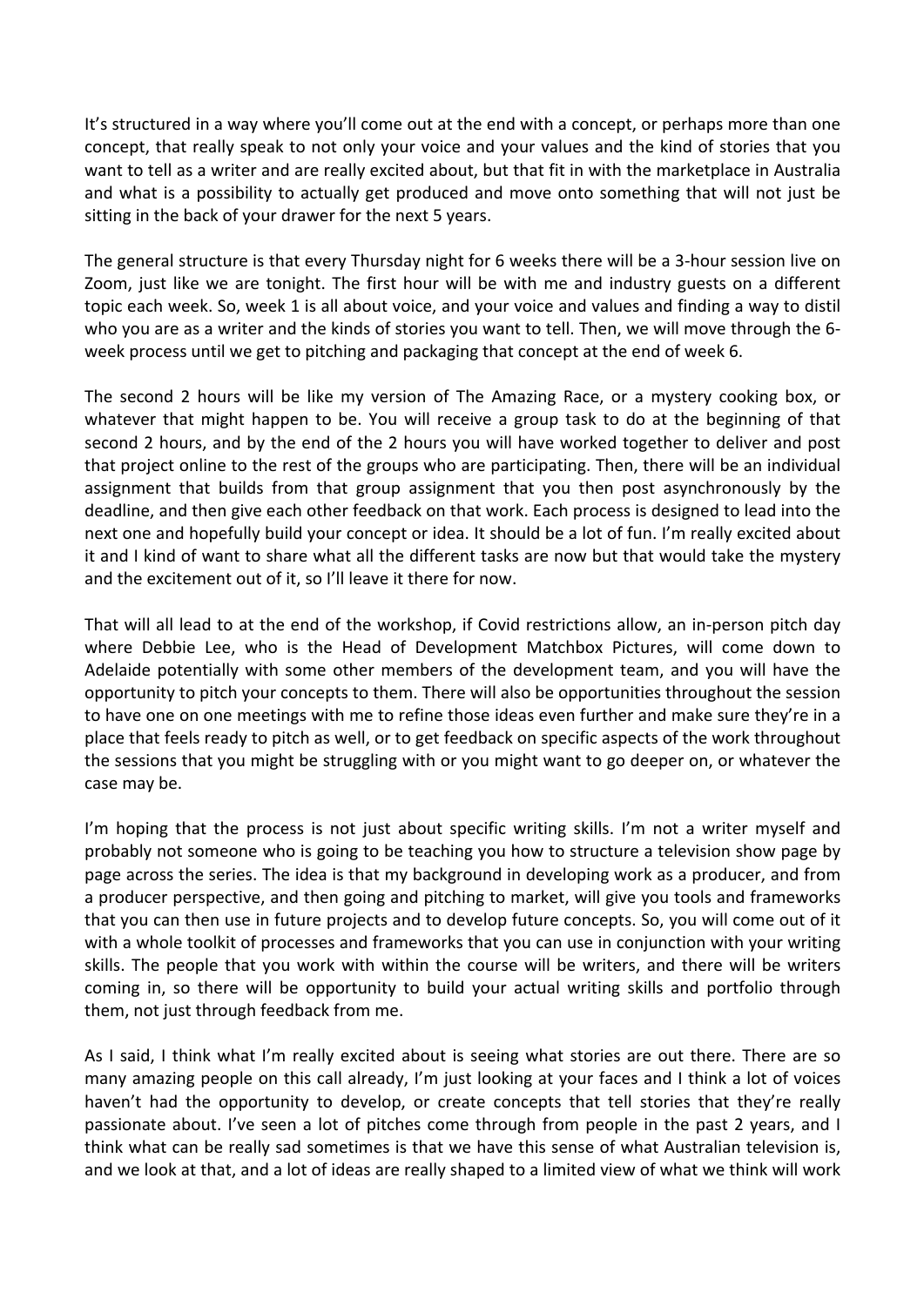It's structured in a way where you'll come out at the end with a concept, or perhaps more than one concept, that really speak to not only your voice and your values and the kind of stories that you want to tell as a writer and are really excited about, but that fit in with the marketplace in Australia and what is a possibility to actually get produced and move onto something that will not just be sitting in the back of your drawer for the next 5 years.

The general structure is that every Thursday night for 6 weeks there will be a 3-hour session live on Zoom, just like we are tonight. The first hour will be with me and industry guests on a different topic each week. So, week 1 is all about voice, and your voice and values and finding a way to distil who you are as a writer and the kinds of stories you want to tell. Then, we will move through the 6-week process until we get to pitching and packaging that concept at the end of week 6.

The second 2 hours will be like my version of The Amazing Race, or a mystery cooking box, or whatever that might happen to be. You will receive a group task to do at the beginning of that second 2 hours, and by the end of the 2 hours you will have worked together to deliver and post that project online to the rest of the groups who are participating. Then, there will be an individual assignment that builds from that group assignment that you then post asynchronously by the deadline, and then give each other feedback on that work. Each process is designed to lead into the next one and hopefully build your concept or idea. It should be a lot of fun. I'm really excited about it and I kind of want to share what all the different tasks are now but that would take the mystery and the excitement out of it, so I'll leave it there for now.

That will all lead to at the end of the workshop, if Covid restrictions allow, an in-person pitch day where Debbie Lee, who is the Head of Development Matchbox Pictures, will come down to Adelaide potentially with some other members of the development team, and you will have the opportunity to pitch your concepts to them. There will also be opportunities throughout the session to have one on one meetings with me to refine those ideas even further and make sure they're in a place that feels ready to pitch as well, or to get feedback on specific aspects of the work throughout the sessions that you might be struggling with or you might want to go deeper on, or whatever the case may be.

I'm hoping that the process is not just about specific writing skills. I'm not a writer myself and probably not someone who is going to be teaching you how to structure a television show page by page across the series. The idea is that my background in developing work as a producer, and from a producer perspective, and then going and pitching to market, will give you tools and frameworks that you can then use in future projects and to develop future concepts. So, you will come out of it with a whole toolkit of processes and frameworks that you can use in conjunction with your writing skills. The people that you work with within the course will be writers, and there will be writers coming in, so there will be opportunity to build your actual writing skills and portfolio through them, not just through feedback from me.

As I said, I think what I'm really excited about is seeing what stories are out there. There are so many amazing people on this call already, I'm just looking at your faces and I think a lot of voices haven't had the opportunity to develop, or create concepts that tell stories that they're really passionate about. I've seen a lot of pitches come through from people in the past 2 years, and I think what can be really sad sometimes is that we have this sense of what Australian television is, and we look at that, and a lot of ideas are really shaped to a limited view of what we think will work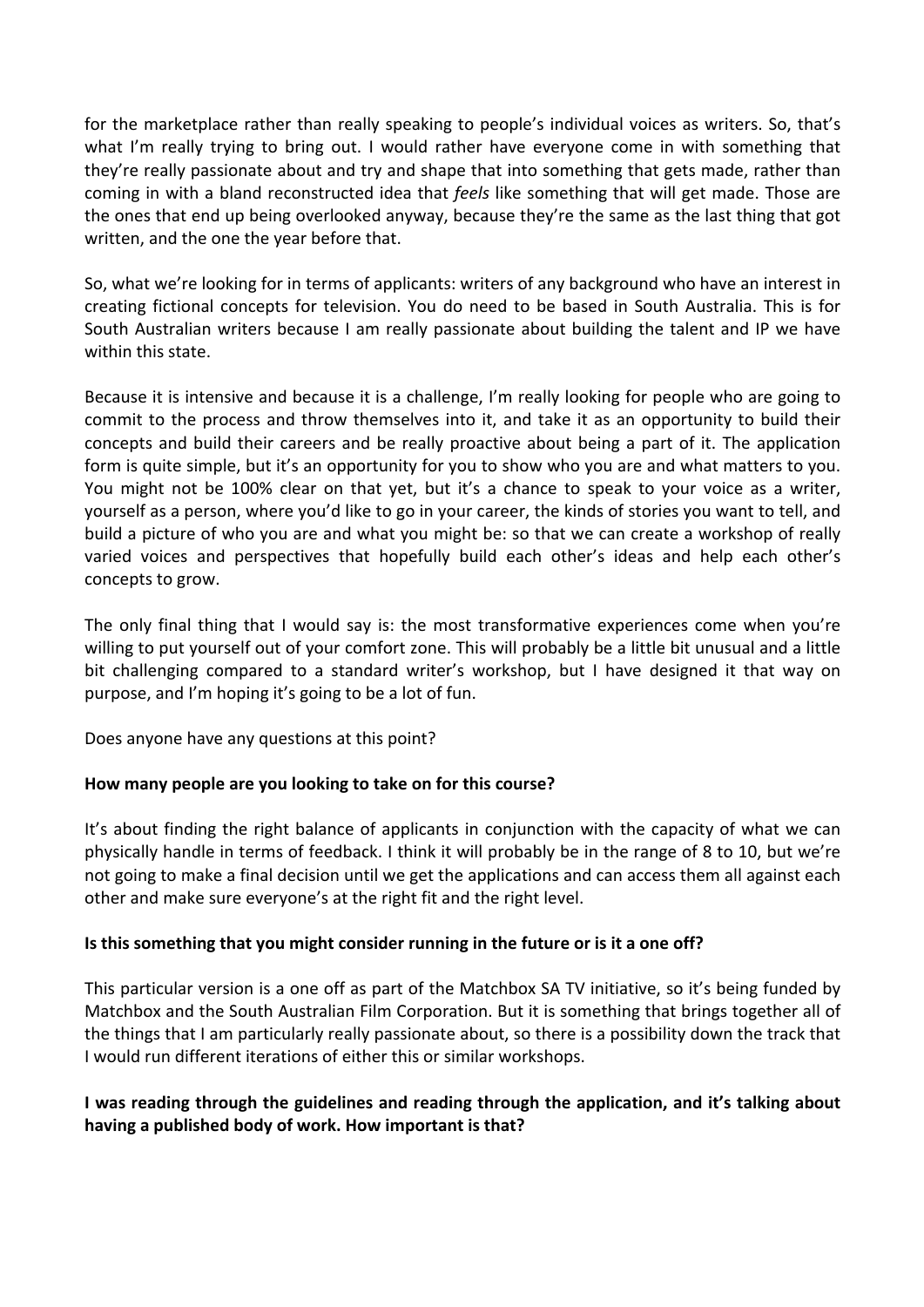for the marketplace rather than really speaking to people's individual voices as writers. So, that's what I'm really trying to bring out. I would rather have everyone come in with something that they're really passionate about and try and shape that into something that gets made, rather than coming in with a bland reconstructed idea that *feels* like something that will get made. Those are the ones that end up being overlooked anyway, because they're the same as the last thing that got written, and the one the year before that.

So, what we're looking for in terms of applicants: writers of any background who have an interest in creating fictional concepts for television. You do need to be based in South Australia. This is for South Australian writers because I am really passionate about building the talent and IP we have within this state.

Because it is intensive and because it is a challenge, I'm really looking for people who are going to commit to the process and throw themselves into it, and take it as an opportunity to build their concepts and build their careers and be really proactive about being a part of it. The application form is quite simple, but it's an opportunity for you to show who you are and what matters to you. You might not be 100% clear on that yet, but it's a chance to speak to your voice as a writer, yourself as a person, where you'd like to go in your career, the kinds of stories you want to tell, and build a picture of who you are and what you might be: so that we can create a workshop of really varied voices and perspectives that hopefully build each other's ideas and help each other's concepts to grow.

The only final thing that I would say is: the most transformative experiences come when you're willing to put yourself out of your comfort zone. This will probably be a little bit unusual and a little bit challenging compared to a standard writer's workshop, but I have designed it that way on purpose, and I'm hoping it's going to be a lot of fun.

Does anyone have any questions at this point?

**How many people are you looking to take on for this course?**

It's about finding the right balance of applicants in conjunction with the capacity of what we can physically handle in terms of feedback. I think it will probably be in the range of 8 to 10, but we're not going to make a final decision until we get the applications and can access them all against each other and make sure everyone's at the right fit and the right level.

**Is this something that you might consider running in the future or is it a one off?**

This particular version is a one off as part of the Matchbox SA TV initiative, so it's being funded by Matchbox and the South Australian Film Corporation. But it is something that brings together all of the things that I am particularly really passionate about, so there is a possibility down the track that I would run different iterations of either this or similar workshops.

**I was reading through the guidelines and reading through the application, and it's talking about having a published body of work. How important is that?**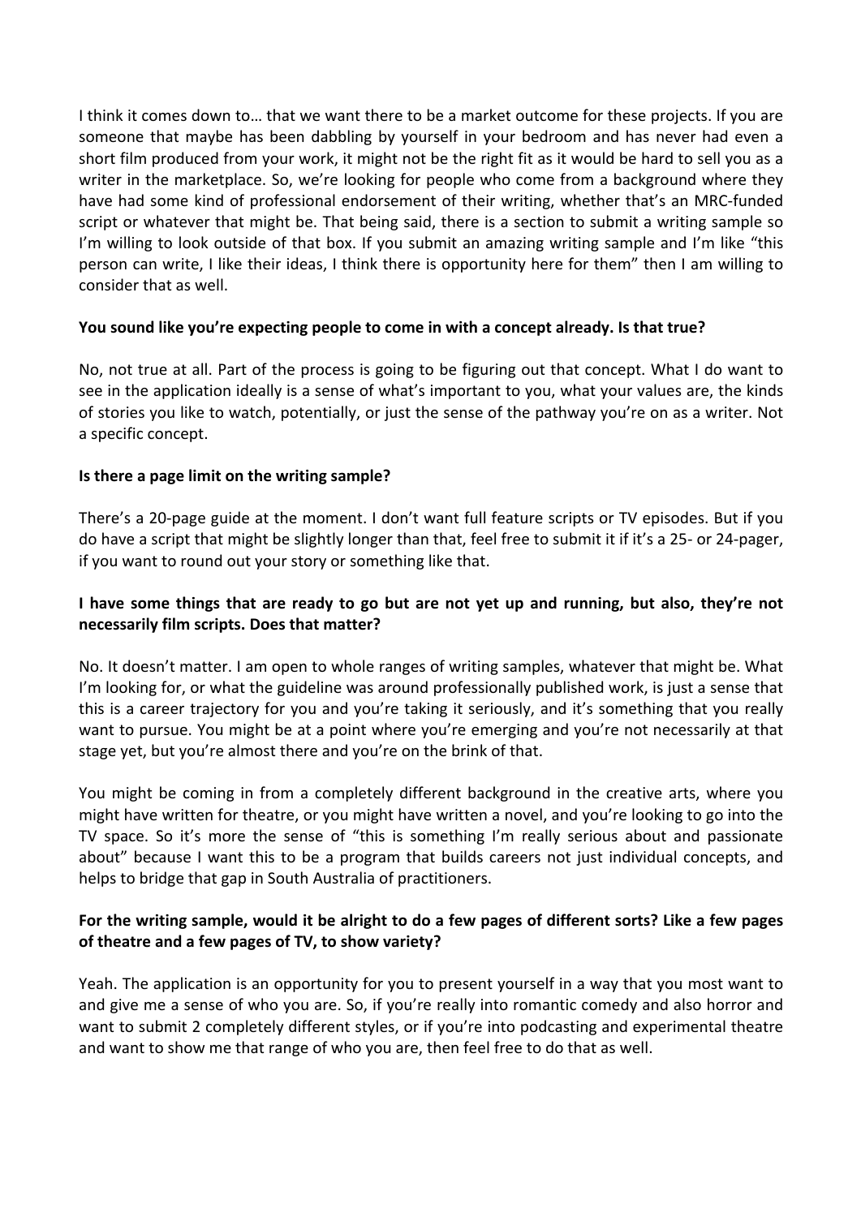I think it comes down to… that we want there to be a market outcome for these projects. If you are someone that maybe has been dabbling by yourself in your bedroom and has never had even a short film produced from your work, it might not be the right fit as it would be hard to sell you as a writer in the marketplace. So, we're looking for people who come from a background where they have had some kind of professional endorsement of their writing, whether that's an MRC-funded script or whatever that might be. That being said, there is a section to submit a writing sample so I'm willing to look outside of that box. If you submit an amazing writing sample and I'm like "this person can write, I like their ideas, I think there is opportunity here for them" then I am willing to consider that as well.

**You sound like you're expecting people to come in with a concept already. Is that true?**

No, not true at all. Part of the process is going to be figuring out that concept. What I do want to see in the application ideally is a sense of what's important to you, what your values are, the kinds of stories you like to watch, potentially, or just the sense of the pathway you're on as a writer. Not a specific concept.

**Is there a page limit on the writing sample?**

There's a 20-page guide at the moment. I don't want full feature scripts or TV episodes. But if you do have a script that might be slightly longer than that, feel free to submit it if it's a 25- or 24-pager, if you want to round out your story or something like that.

**I have some things that are ready to go but are not yet up and running, but also, they're not necessarily film scripts. Does that matter?**

No. It doesn't matter. I am open to whole ranges of writing samples, whatever that might be. What I'm looking for, or what the guideline was around professionally published work, is just a sense that this is a career trajectory for you and you're taking it seriously, and it's something that you really want to pursue. You might be at a point where you're emerging and you're not necessarily at that stage yet, but you're almost there and you're on the brink of that.

You might be coming in from a completely different background in the creative arts, where you might have written for theatre, or you might have written a novel, and you're looking to go into the TV space. So it's more the sense of "this is something I'm really serious about and passionate about" because I want this to be a program that builds careers not just individual concepts, and helps to bridge that gap in South Australia of practitioners.

**For the writing sample, would it be alright to do a few pages of different sorts? Like a few pages of theatre and a few pages of TV, to show variety?**

Yeah. The application is an opportunity for you to present yourself in a way that you most want to and give me a sense of who you are. So, if you're really into romantic comedy and also horror and want to submit 2 completely different styles, or if you're into podcasting and experimental theatre and want to show me that range of who you are, then feel free to do that as well.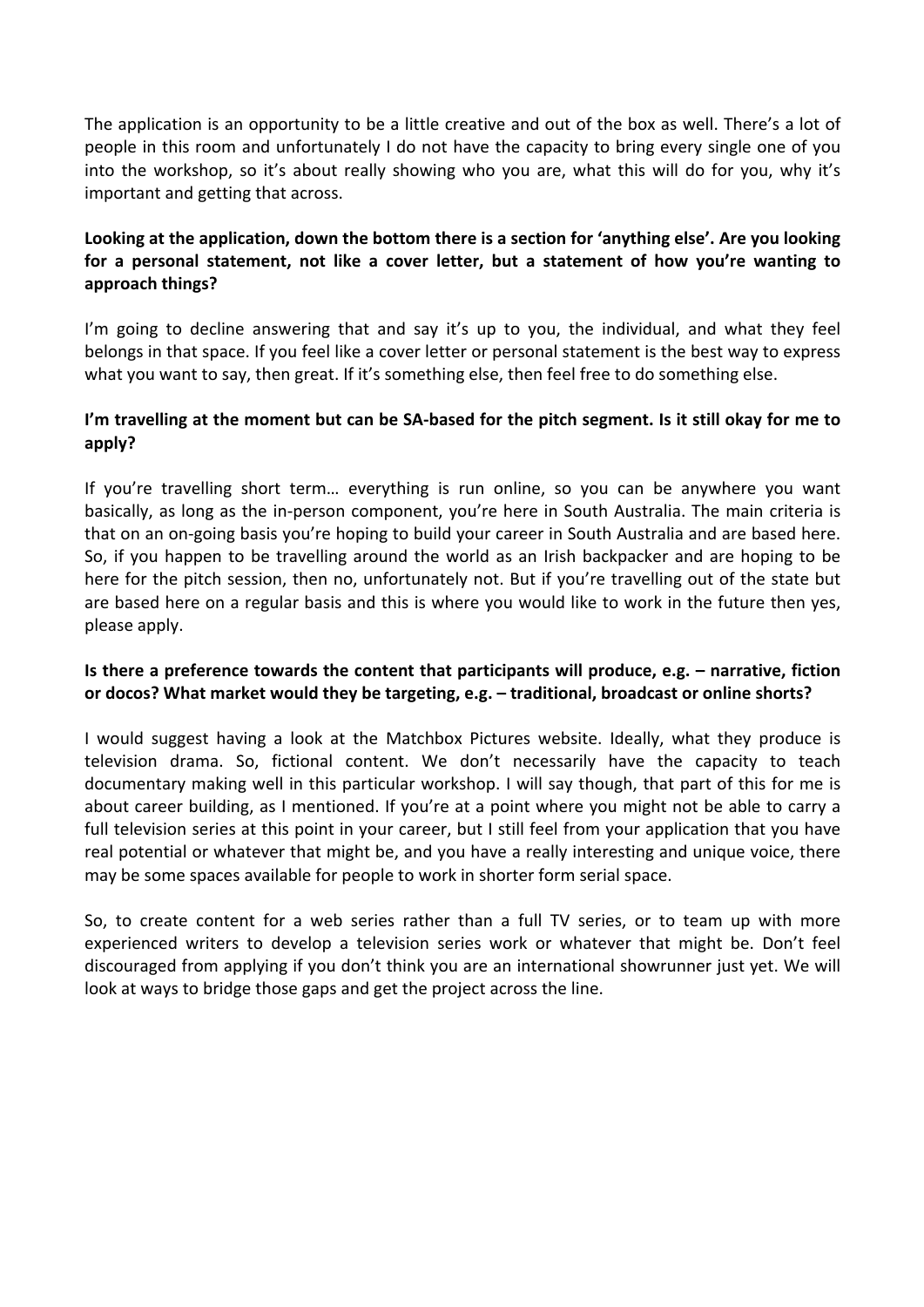The application is an opportunity to be a little creative and out of the box as well. There's a lot of people in this room and unfortunately I do not have the capacity to bring every single one of you into the workshop, so it's about really showing who you are, what this will do for you, why it's important and getting that across.

**Looking at the application, down the bottom there is a section for 'anything else'. Are you looking for a personal statement, not like a cover letter, but a statement of how you're wanting to approach things?**

I'm going to decline answering that and say it's up to you, the individual, and what they feel belongs in that space. If you feel like a cover letter or personal statement is the best way to express what you want to say, then great. If it's something else, then feel free to do something else.

**I'm travelling at the moment but can be SA-based for the pitch segment. Is it still okay for me to apply?**

If you're travelling short term… everything is run online, so you can be anywhere you want basically, as long as the in-person component, you're here in South Australia. The main criteria is that on an on-going basis you're hoping to build your career in South Australia and are based here. So, if you happen to be travelling around the world as an Irish backpacker and are hoping to be here for the pitch session, then no, unfortunately not. But if you're travelling out of the state but are based here on a regular basis and this is where you would like to work in the future then yes, please apply.

**Is there a preference towards the content that participants will produce, e.g. – narrative, fiction or docos? What market would they be targeting, e.g. – traditional, broadcast or online shorts?**

I would suggest having a look at the Matchbox Pictures website. Ideally, what they produce is television drama. So, fictional content. We don't necessarily have the capacity to teach documentary making well in this particular workshop. I will say though, that part of this for me is about career building, as I mentioned. If you're at a point where you might not be able to carry a full television series at this point in your career, but I still feel from your application that you have real potential or whatever that might be, and you have a really interesting and unique voice, there may be some spaces available for people to work in shorter form serial space.

So, to create content for a web series rather than a full TV series, or to team up with more experienced writers to develop a television series work or whatever that might be. Don't feel discouraged from applying if you don't think you are an international showrunner just yet. We will look at ways to bridge those gaps and get the project across the line.